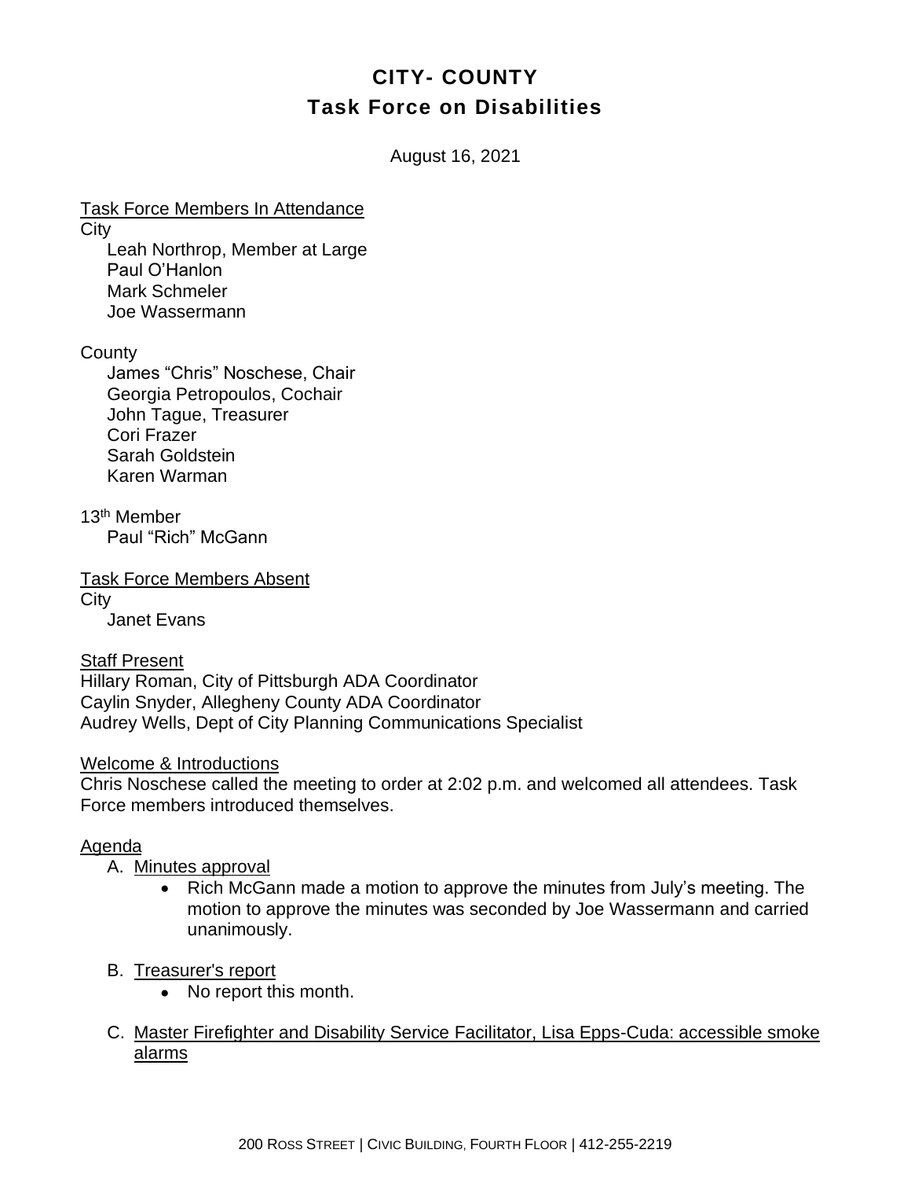# CITY- COUNTY
## Task Force on Disabilities

August 16, 2021

Task Force Members In Attendance

City

- Leah Northrop, Member at Large
- Paul O'Hanlon
- Mark Schmeler
- Joe Wassermann

County

- James "Chris" Noschese, Chair
- Georgia Petropoulos, Cochair
- John Tague, Treasurer
- Cori Frazer
- Sarah Goldstein
- Karen Warman

13th Member

- Paul "Rich" McGann

Task Force Members Absent

City

- Janet Evans

Staff Present

Hillary Roman, City of Pittsburgh ADA Coordinator
Caylin Snyder, Allegheny County ADA Coordinator
Audrey Wells, Dept of City Planning Communications Specialist

Welcome & Introductions

Chris Noschese called the meeting to order at 2:02 p.m. and welcomed all attendees. Task Force members introduced themselves.

Agenda

A. Minutes approval
   - Rich McGann made a motion to approve the minutes from July's meeting. The motion to approve the minutes was seconded by Joe Wassermann and carried unanimously.

B. Treasurer's report
   - No report this month.

C. Master Firefighter and Disability Service Facilitator, Lisa Epps-Cuda: accessible smoke alarms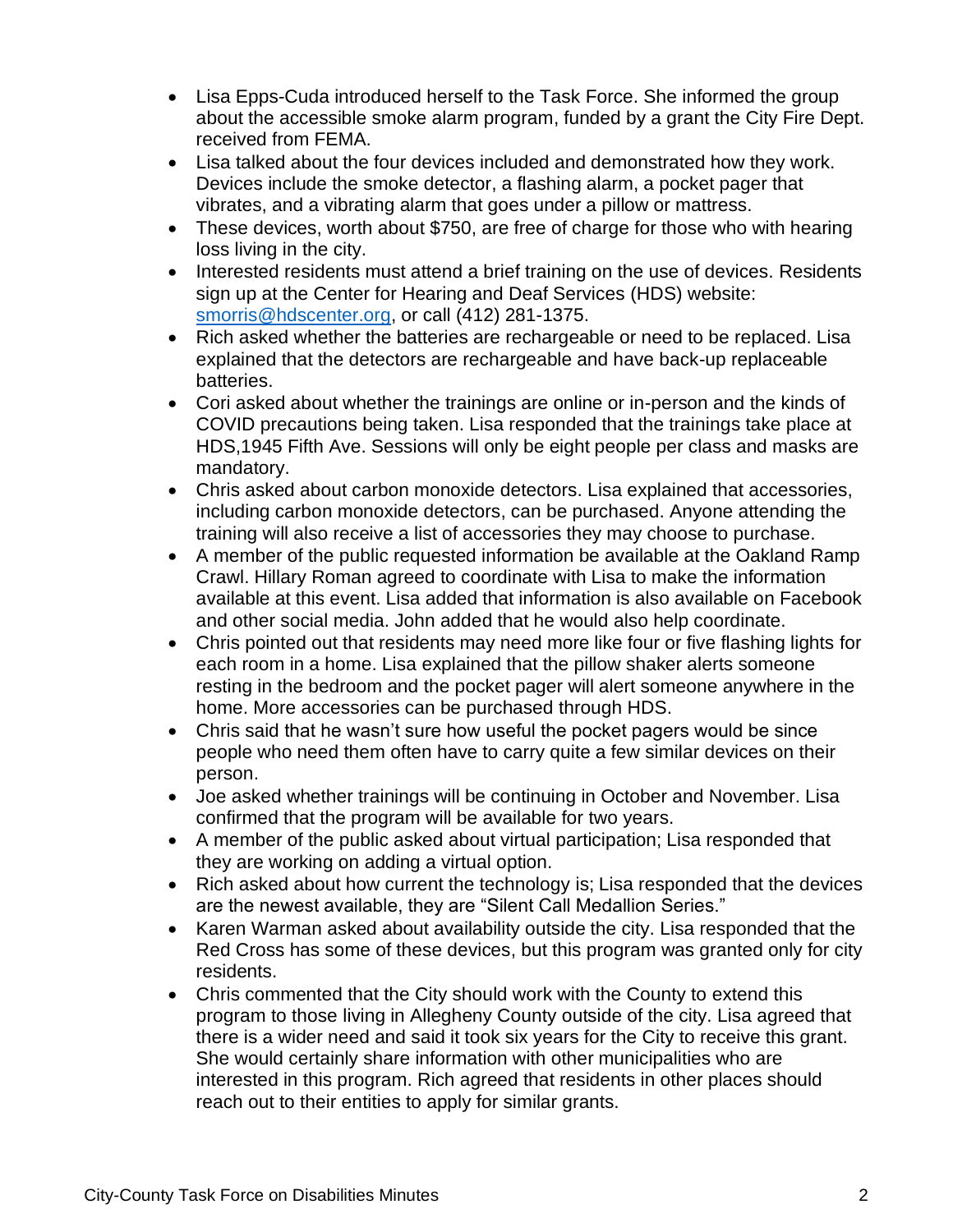- Lisa Epps-Cuda introduced herself to the Task Force. She informed the group about the accessible smoke alarm program, funded by a grant the City Fire Dept. received from FEMA.
- Lisa talked about the four devices included and demonstrated how they work. Devices include the smoke detector, a flashing alarm, a pocket pager that vibrates, and a vibrating alarm that goes under a pillow or mattress.
- These devices, worth about $750, are free of charge for those who with hearing loss living in the city.
- Interested residents must attend a brief training on the use of devices. Residents sign up at the Center for Hearing and Deaf Services (HDS) website: smorris@hdscenter.org, or call (412) 281-1375.
- Rich asked whether the batteries are rechargeable or need to be replaced. Lisa explained that the detectors are rechargeable and have back-up replaceable batteries.
- Cori asked about whether the trainings are online or in-person and the kinds of COVID precautions being taken. Lisa responded that the trainings take place at HDS,1945 Fifth Ave. Sessions will only be eight people per class and masks are mandatory.
- Chris asked about carbon monoxide detectors. Lisa explained that accessories, including carbon monoxide detectors, can be purchased. Anyone attending the training will also receive a list of accessories they may choose to purchase.
- A member of the public requested information be available at the Oakland Ramp Crawl. Hillary Roman agreed to coordinate with Lisa to make the information available at this event. Lisa added that information is also available on Facebook and other social media. John added that he would also help coordinate.
- Chris pointed out that residents may need more like four or five flashing lights for each room in a home. Lisa explained that the pillow shaker alerts someone resting in the bedroom and the pocket pager will alert someone anywhere in the home. More accessories can be purchased through HDS.
- Chris said that he wasn't sure how useful the pocket pagers would be since people who need them often have to carry quite a few similar devices on their person.
- Joe asked whether trainings will be continuing in October and November. Lisa confirmed that the program will be available for two years.
- A member of the public asked about virtual participation; Lisa responded that they are working on adding a virtual option.
- Rich asked about how current the technology is; Lisa responded that the devices are the newest available, they are "Silent Call Medallion Series."
- Karen Warman asked about availability outside the city. Lisa responded that the Red Cross has some of these devices, but this program was granted only for city residents.
- Chris commented that the City should work with the County to extend this program to those living in Allegheny County outside of the city. Lisa agreed that there is a wider need and said it took six years for the City to receive this grant. She would certainly share information with other municipalities who are interested in this program. Rich agreed that residents in other places should reach out to their entities to apply for similar grants.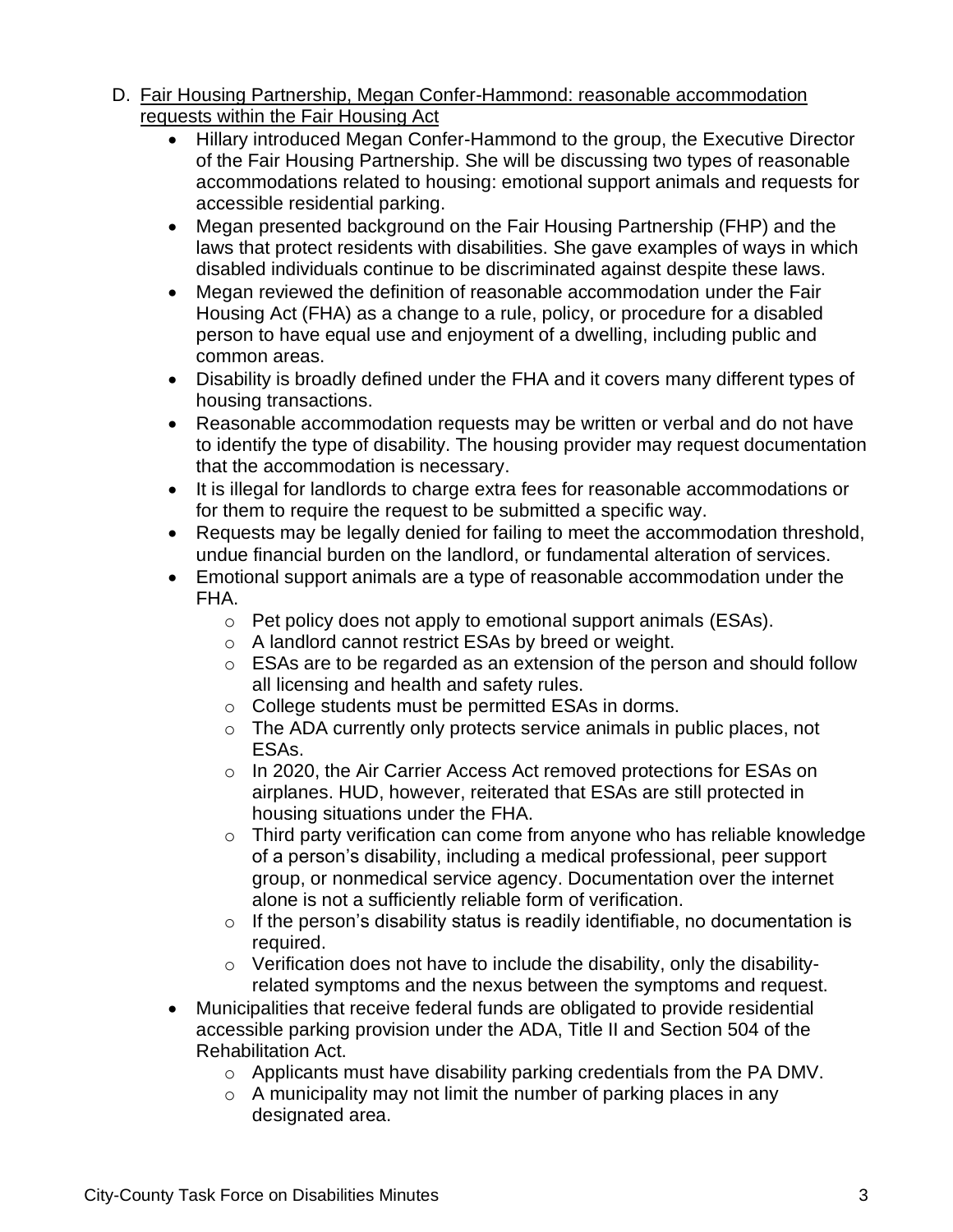D. <u>Fair Housing Partnership, Megan Confer-Hammond: reasonable accommodation requests within the Fair Housing Act</u>

- Hillary introduced Megan Confer-Hammond to the group, the Executive Director of the Fair Housing Partnership. She will be discussing two types of reasonable accommodations related to housing: emotional support animals and requests for accessible residential parking.
- Megan presented background on the Fair Housing Partnership (FHP) and the laws that protect residents with disabilities. She gave examples of ways in which disabled individuals continue to be discriminated against despite these laws.
- Megan reviewed the definition of reasonable accommodation under the Fair Housing Act (FHA) as a change to a rule, policy, or procedure for a disabled person to have equal use and enjoyment of a dwelling, including public and common areas.
- Disability is broadly defined under the FHA and it covers many different types of housing transactions.
- Reasonable accommodation requests may be written or verbal and do not have to identify the type of disability. The housing provider may request documentation that the accommodation is necessary.
- It is illegal for landlords to charge extra fees for reasonable accommodations or for them to require the request to be submitted a specific way.
- Requests may be legally denied for failing to meet the accommodation threshold, undue financial burden on the landlord, or fundamental alteration of services.
- Emotional support animals are a type of reasonable accommodation under the FHA.
  - Pet policy does not apply to emotional support animals (ESAs).
  - A landlord cannot restrict ESAs by breed or weight.
  - ESAs are to be regarded as an extension of the person and should follow all licensing and health and safety rules.
  - College students must be permitted ESAs in dorms.
  - The ADA currently only protects service animals in public places, not ESAs.
  - In 2020, the Air Carrier Access Act removed protections for ESAs on airplanes. HUD, however, reiterated that ESAs are still protected in housing situations under the FHA.
  - Third party verification can come from anyone who has reliable knowledge of a person's disability, including a medical professional, peer support group, or nonmedical service agency. Documentation over the internet alone is not a sufficiently reliable form of verification.
  - If the person's disability status is readily identifiable, no documentation is required.
  - Verification does not have to include the disability, only the disability-related symptoms and the nexus between the symptoms and request.
- Municipalities that receive federal funds are obligated to provide residential accessible parking provision under the ADA, Title II and Section 504 of the Rehabilitation Act.
  - Applicants must have disability parking credentials from the PA DMV.
  - A municipality may not limit the number of parking places in any designated area.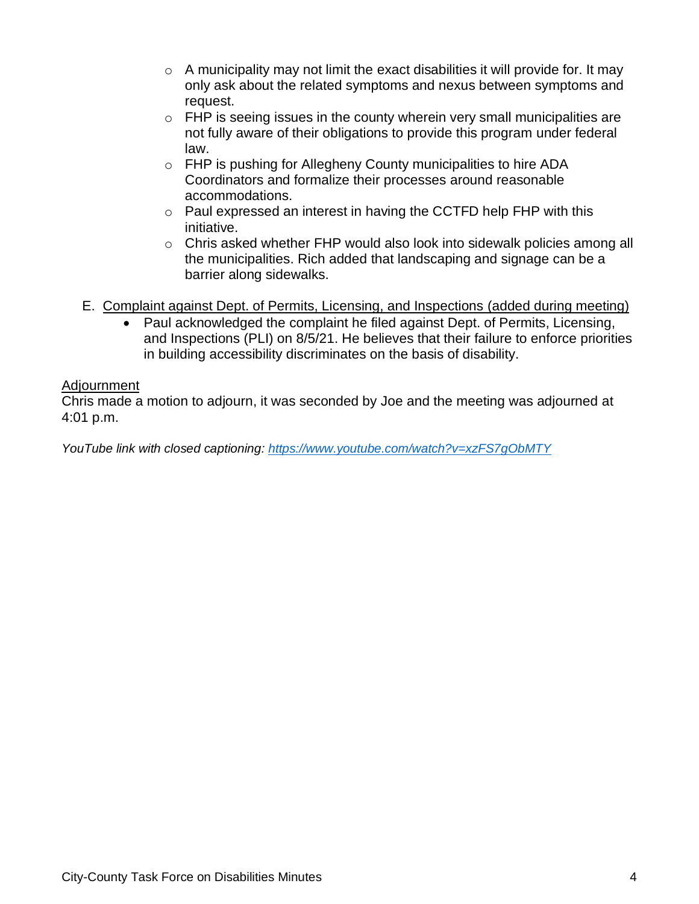- A municipality may not limit the exact disabilities it will provide for. It may only ask about the related symptoms and nexus between symptoms and request.
  - FHP is seeing issues in the county wherein very small municipalities are not fully aware of their obligations to provide this program under federal law.
  - FHP is pushing for Allegheny County municipalities to hire ADA Coordinators and formalize their processes around reasonable accommodations.
  - Paul expressed an interest in having the CCTFD help FHP with this initiative.
  - Chris asked whether FHP would also look into sidewalk policies among all the municipalities. Rich added that landscaping and signage can be a barrier along sidewalks.

E. <u>Complaint against Dept. of Permits, Licensing, and Inspections (added during meeting)</u>
   - Paul acknowledged the complaint he filed against Dept. of Permits, Licensing, and Inspections (PLI) on 8/5/21. He believes that their failure to enforce priorities in building accessibility discriminates on the basis of disability.

<u>Adjournment</u>
Chris made a motion to adjourn, it was seconded by Joe and the meeting was adjourned at 4:01 p.m.

*YouTube link with closed captioning: [https://www.youtube.com/watch?v=xzFS7gObMTY](https://www.youtube.com/watch?v=xzFS7gObMTY)*